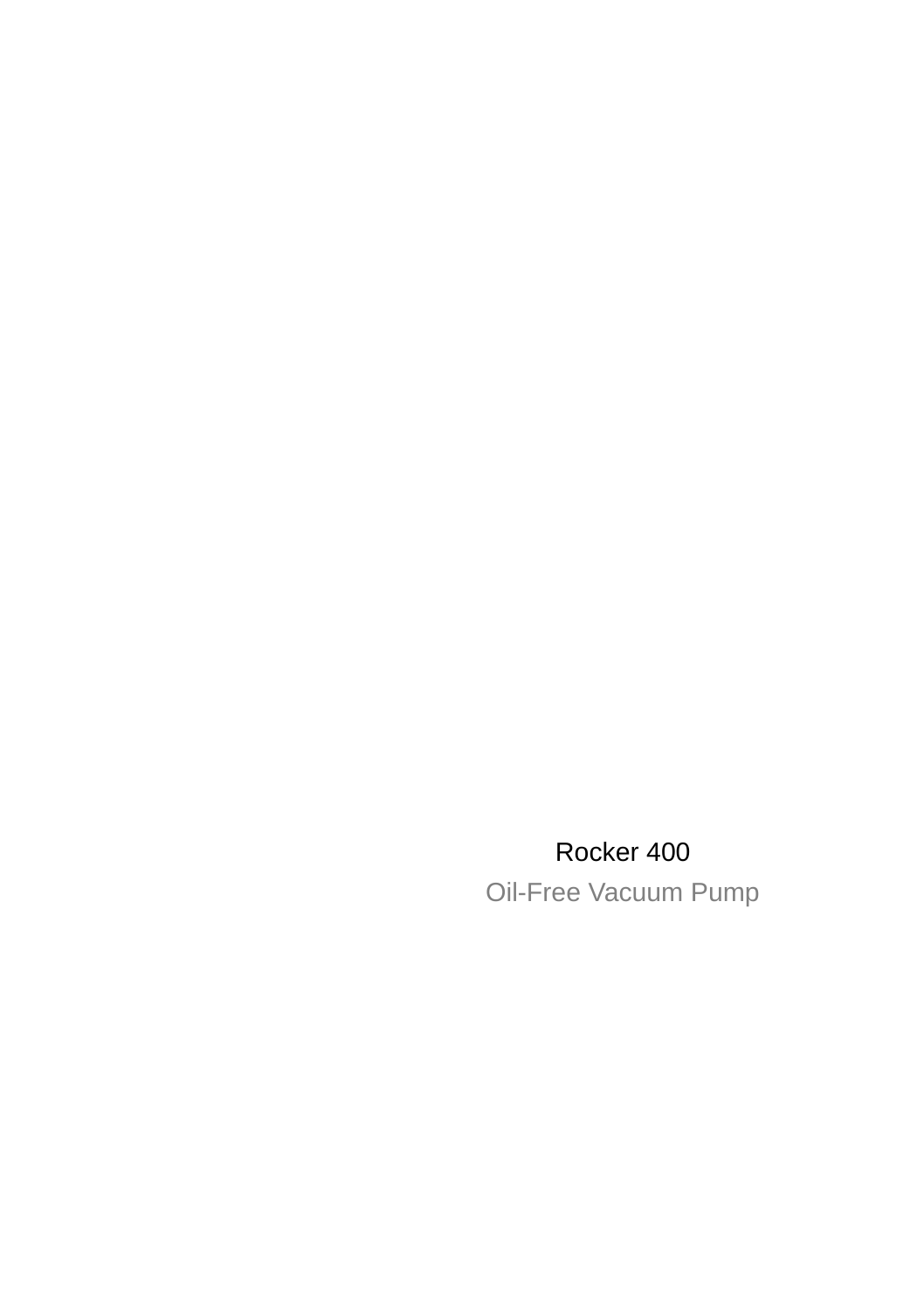# Rocker 400

Oil-Free Vacuum Pump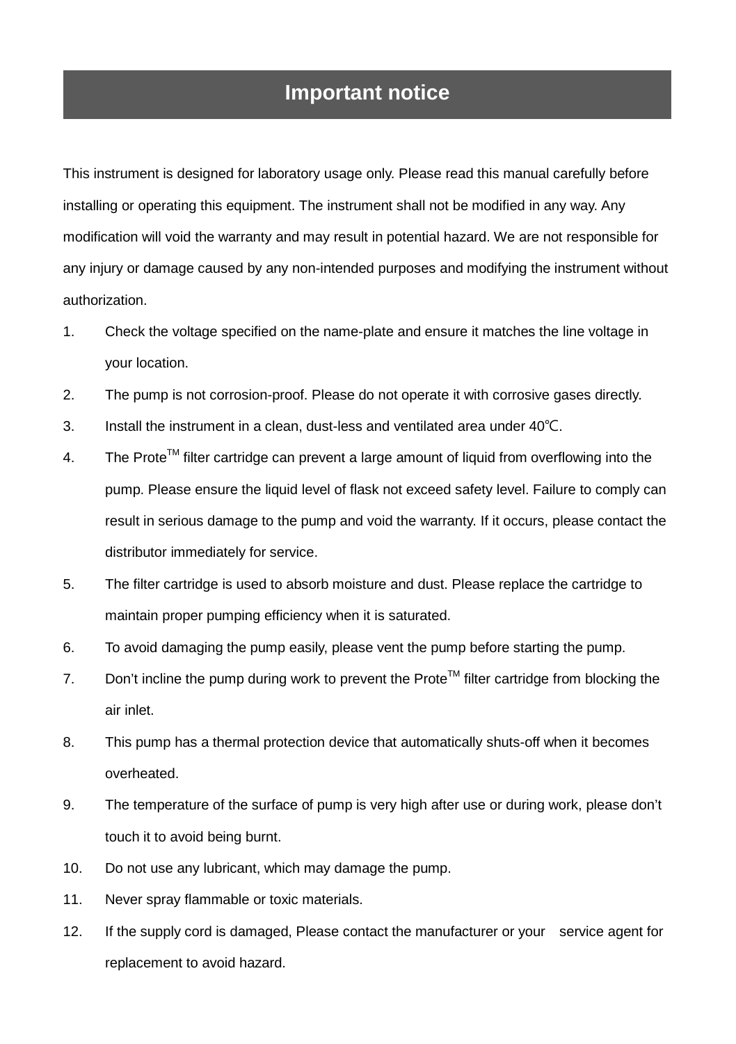# Important notice

This instrument is designed for laboratory usage only. Please read this manual carefully before installing or operating this equipment. The instrument shall not be modified in any way. Any modification will void the warranty and may result in potential hazard. We are not responsible for any injury or damage caused by any non-intended purposes and modifying the instrument without authorization.

1. Check the voltage specified on the name-plate and ensure it matches the line voltage in your location.
2. The pump is not corrosion-proof. Please do not operate it with corrosive gases directly.
3. Install the instrument in a clean, dust-less and ventilated area under 40℃.
4. The Prote™ filter cartridge can prevent a large amount of liquid from overflowing into the pump. Please ensure the liquid level of flask not exceed safety level. Failure to comply can result in serious damage to the pump and void the warranty. If it occurs, please contact the distributor immediately for service.
5. The filter cartridge is used to absorb moisture and dust. Please replace the cartridge to maintain proper pumping efficiency when it is saturated.
6. To avoid damaging the pump easily, please vent the pump before starting the pump.
7. Don't incline the pump during work to prevent the Prote™ filter cartridge from blocking the air inlet.
8. This pump has a thermal protection device that automatically shuts-off when it becomes overheated.
9. The temperature of the surface of pump is very high after use or during work, please don't touch it to avoid being burnt.
10. Do not use any lubricant, which may damage the pump.
11. Never spray flammable or toxic materials.
12. If the supply cord is damaged, Please contact the manufacturer or your service agent for replacement to avoid hazard.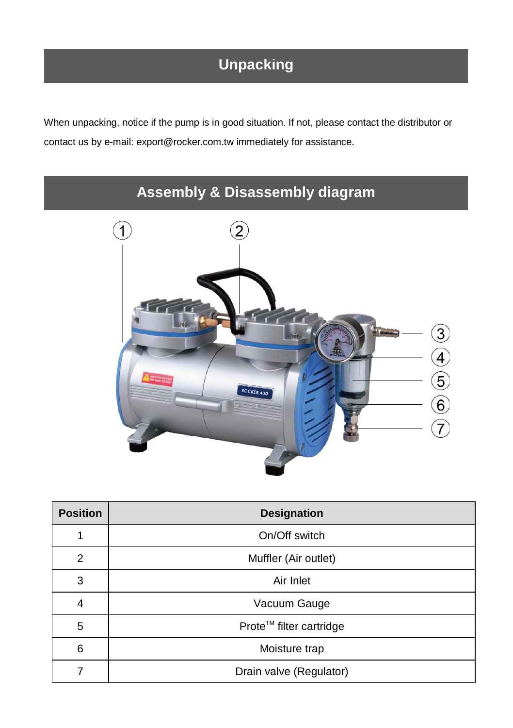## Unpacking

When unpacking, notice if the pump is in good situation. If not, please contact the distributor or contact us by e-mail: export@rocker.com.tw immediately for assistance.

## Assembly & Disassembly diagram

| Position | Designation |
|---|---|
| 1 | On/Off switch |
| 2 | Muffler (Air outlet) |
| 3 | Air Inlet |
| 4 | Vacuum Gauge |
| 5 | Prote™ filter cartridge |
| 6 | Moisture trap |
| 7 | Drain valve (Regulator) |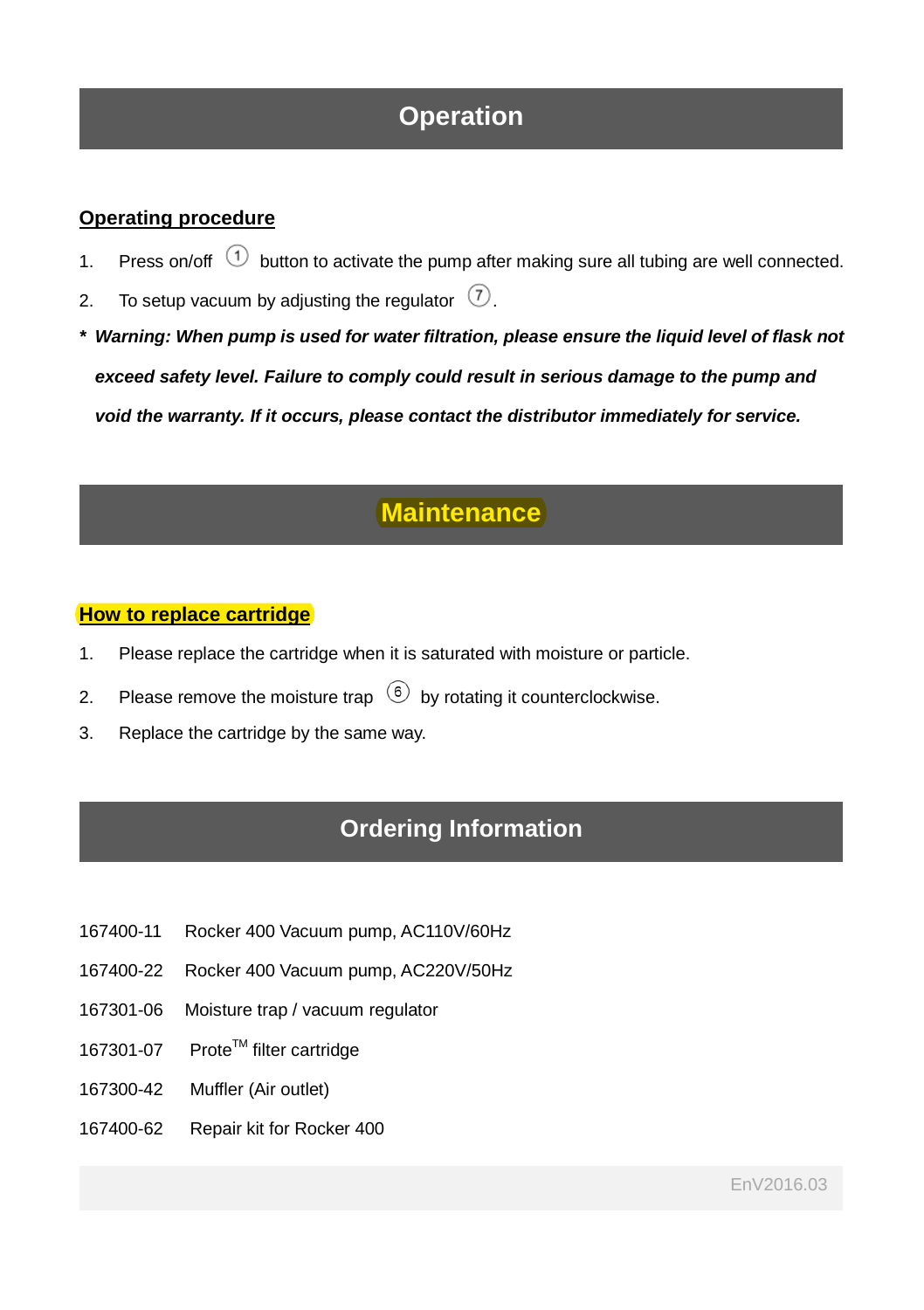# Operation

**Operating procedure**

1. Press on/off ① button to activate the pump after making sure all tubing are well connected.
2. To setup vacuum by adjusting the regulator ⑦.

\* ***Warning: When pump is used for water filtration, please ensure the liquid level of flask not exceed safety level. Failure to comply could result in serious damage to the pump and void the warranty. If it occurs, please contact the distributor immediately for service.***

# Maintenance

**How to replace cartridge**

1. Please replace the cartridge when it is saturated with moisture or particle.
2. Please remove the moisture trap ⑥ by rotating it counterclockwise.
3. Replace the cartridge by the same way.

# Ordering Information

| | |
|---|---|
| 167400-11 | Rocker 400 Vacuum pump, AC110V/60Hz |
| 167400-22 | Rocker 400 Vacuum pump, AC220V/50Hz |
| 167301-06 | Moisture trap / vacuum regulator |
| 167301-07 | Prote™ filter cartridge |
| 167300-42 | Muffler (Air outlet) |
| 167400-62 | Repair kit for Rocker 400 |

EnV2016.03